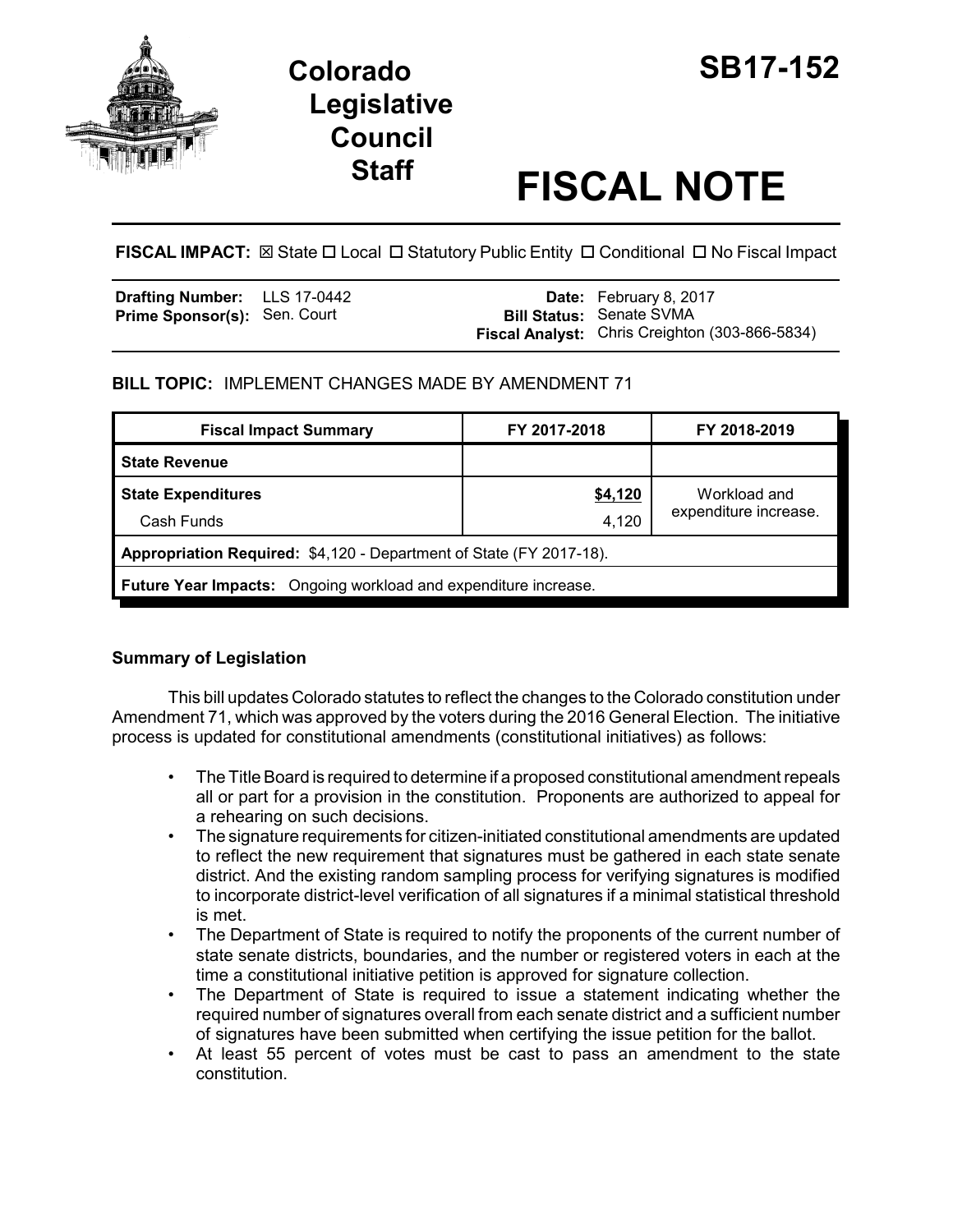# Colorado Legislative Council Staff

# SB17-152

# FISCAL NOTE

**FISCAL IMPACT:** ☒ State ☐ Local ☐ Statutory Public Entity ☐ Conditional ☐ No Fiscal Impact

| | | | |
|---|---|---|---|
| **Drafting Number:** | LLS 17-0442 | **Date:** | February 8, 2017 |
| **Prime Sponsor(s):** | Sen. Court | **Bill Status:** | Senate SVMA |
| | | **Fiscal Analyst:** | Chris Creighton (303-866-5834) |

**BILL TOPIC:** IMPLEMENT CHANGES MADE BY AMENDMENT 71

| Fiscal Impact Summary | FY 2017-2018 | FY 2018-2019 |
|---|---|---|
| **State Revenue** | | |
| **State Expenditures** | **$4,120** | Workload and expenditure increase. |
| Cash Funds | 4,120 | |
| **Appropriation Required:** $4,120 - Department of State (FY 2017-18). | | |
| **Future Year Impacts:** Ongoing workload and expenditure increase. | | |

### Summary of Legislation

This bill updates Colorado statutes to reflect the changes to the Colorado constitution under Amendment 71, which was approved by the voters during the 2016 General Election. The initiative process is updated for constitutional amendments (constitutional initiatives) as follows:

- The Title Board is required to determine if a proposed constitutional amendment repeals all or part for a provision in the constitution. Proponents are authorized to appeal for a rehearing on such decisions.
- The signature requirements for citizen-initiated constitutional amendments are updated to reflect the new requirement that signatures must be gathered in each state senate district. And the existing random sampling process for verifying signatures is modified to incorporate district-level verification of all signatures if a minimal statistical threshold is met.
- The Department of State is required to notify the proponents of the current number of state senate districts, boundaries, and the number or registered voters in each at the time a constitutional initiative petition is approved for signature collection.
- The Department of State is required to issue a statement indicating whether the required number of signatures overall from each senate district and a sufficient number of signatures have been submitted when certifying the issue petition for the ballot.
- At least 55 percent of votes must be cast to pass an amendment to the state constitution.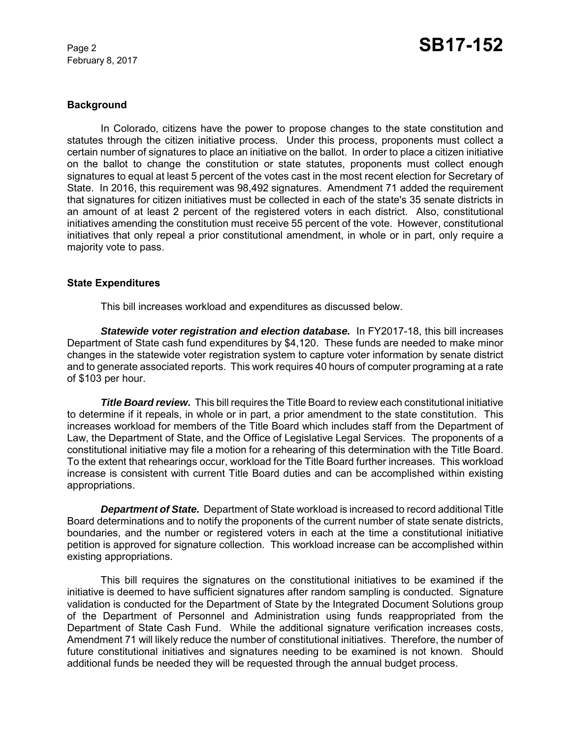**Background**

In Colorado, citizens have the power to propose changes to the state constitution and statutes through the citizen initiative process. Under this process, proponents must collect a certain number of signatures to place an initiative on the ballot. In order to place a citizen initiative on the ballot to change the constitution or state statutes, proponents must collect enough signatures to equal at least 5 percent of the votes cast in the most recent election for Secretary of State. In 2016, this requirement was 98,492 signatures. Amendment 71 added the requirement that signatures for citizen initiatives must be collected in each of the state's 35 senate districts in an amount of at least 2 percent of the registered voters in each district. Also, constitutional initiatives amending the constitution must receive 55 percent of the vote. However, constitutional initiatives that only repeal a prior constitutional amendment, in whole or in part, only require a majority vote to pass.

**State Expenditures**

This bill increases workload and expenditures as discussed below.

***Statewide voter registration and election database.*** In FY2017-18, this bill increases Department of State cash fund expenditures by $4,120. These funds are needed to make minor changes in the statewide voter registration system to capture voter information by senate district and to generate associated reports. This work requires 40 hours of computer programing at a rate of $103 per hour.

***Title Board review.*** This bill requires the Title Board to review each constitutional initiative to determine if it repeals, in whole or in part, a prior amendment to the state constitution. This increases workload for members of the Title Board which includes staff from the Department of Law, the Department of State, and the Office of Legislative Legal Services. The proponents of a constitutional initiative may file a motion for a rehearing of this determination with the Title Board. To the extent that rehearings occur, workload for the Title Board further increases. This workload increase is consistent with current Title Board duties and can be accomplished within existing appropriations.

***Department of State.*** Department of State workload is increased to record additional Title Board determinations and to notify the proponents of the current number of state senate districts, boundaries, and the number or registered voters in each at the time a constitutional initiative petition is approved for signature collection. This workload increase can be accomplished within existing appropriations.

This bill requires the signatures on the constitutional initiatives to be examined if the initiative is deemed to have sufficient signatures after random sampling is conducted. Signature validation is conducted for the Department of State by the Integrated Document Solutions group of the Department of Personnel and Administration using funds reappropriated from the Department of State Cash Fund. While the additional signature verification increases costs, Amendment 71 will likely reduce the number of constitutional initiatives. Therefore, the number of future constitutional initiatives and signatures needing to be examined is not known. Should additional funds be needed they will be requested through the annual budget process.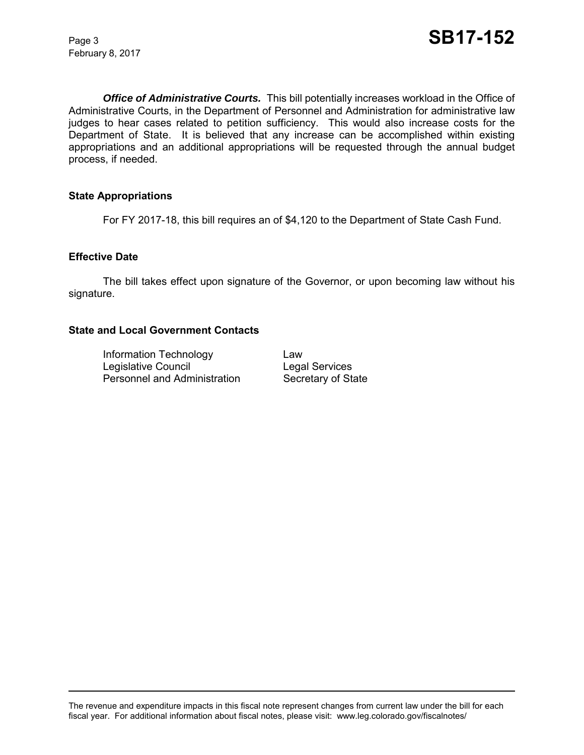***Office of Administrative Courts.*** This bill potentially increases workload in the Office of Administrative Courts, in the Department of Personnel and Administration for administrative law judges to hear cases related to petition sufficiency. This would also increase costs for the Department of State. It is believed that any increase can be accomplished within existing appropriations and an additional appropriations will be requested through the annual budget process, if needed.

**State Appropriations**

For FY 2017-18, this bill requires an of $4,120 to the Department of State Cash Fund.

**Effective Date**

The bill takes effect upon signature of the Governor, or upon becoming law without his signature.

**State and Local Government Contacts**

| | |
|---|---|
| Information Technology | Law |
| Legislative Council | Legal Services |
| Personnel and Administration | Secretary of State |

The revenue and expenditure impacts in this fiscal note represent changes from current law under the bill for each fiscal year. For additional information about fiscal notes, please visit: www.leg.colorado.gov/fiscalnotes/